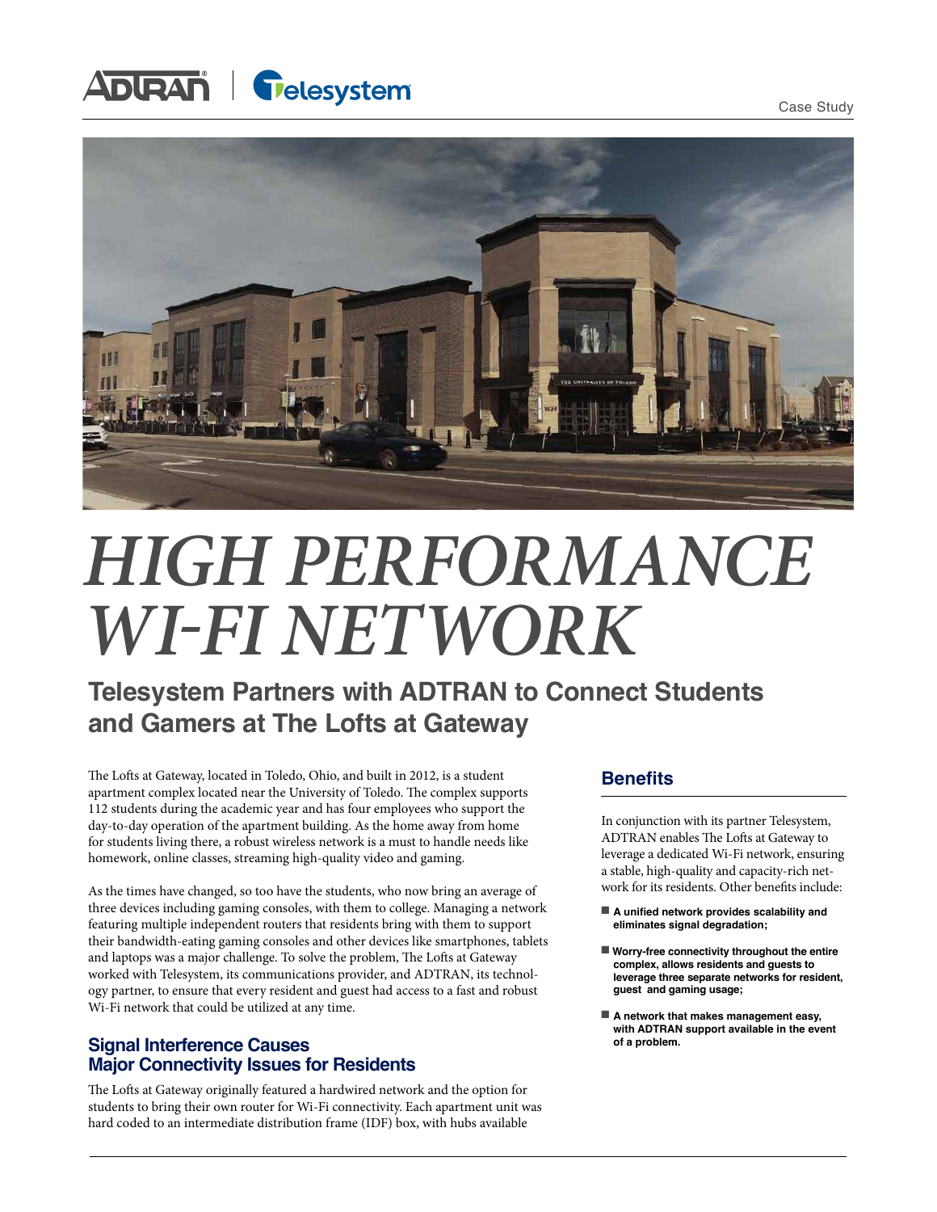Case Study

# HIGH PERFORMANCE WI-FI NETWORK

## Telesystem Partners with ADTRAN to Connect Students and Gamers at The Lofts at Gateway

The Lofts at Gateway, located in Toledo, Ohio, and built in 2012, is a student apartment complex located near the University of Toledo. The complex supports 112 students during the academic year and has four employees who support the day-to-day operation of the apartment building. As the home away from home for students living there, a robust wireless network is a must to handle needs like homework, online classes, streaming high-quality video and gaming.

As the times have changed, so too have the students, who now bring an average of three devices including gaming consoles, with them to college. Managing a network featuring multiple independent routers that residents bring with them to support their bandwidth-eating gaming consoles and other devices like smartphones, tablets and laptops was a major challenge. To solve the problem, The Lofts at Gateway worked with Telesystem, its communications provider, and ADTRAN, its technology partner, to ensure that every resident and guest had access to a fast and robust Wi-Fi network that could be utilized at any time.

### Signal Interference Causes Major Connectivity Issues for Residents

The Lofts at Gateway originally featured a hardwired network and the option for students to bring their own router for Wi-Fi connectivity. Each apartment unit was hard coded to an intermediate distribution frame (IDF) box, with hubs available

### Benefits

In conjunction with its partner Telesystem, ADTRAN enables The Lofts at Gateway to leverage a dedicated Wi-Fi network, ensuring a stable, high-quality and capacity-rich network for its residents. Other benefits include:

- **A unified network provides scalability and eliminates signal degradation;**
- **Worry-free connectivity throughout the entire complex, allows residents and guests to leverage three separate networks for resident, guest and gaming usage;**
- **A network that makes management easy, with ADTRAN support available in the event of a problem.**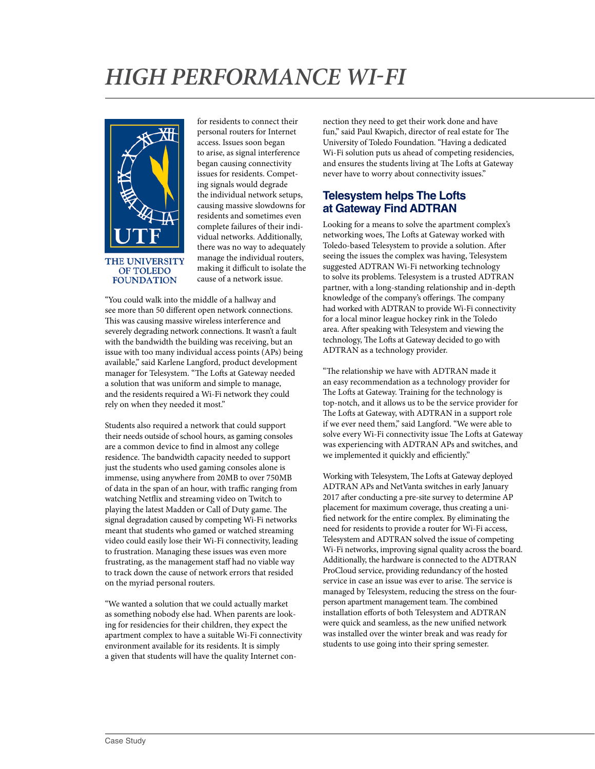# HIGH PERFORMANCE WI-FI

THE UNIVERSITY OF TOLEDO FOUNDATION

for residents to connect their personal routers for Internet access. Issues soon began to arise, as signal interference began causing connectivity issues for residents. Competing signals would degrade the individual network setups, causing massive slowdowns for residents and sometimes even complete failures of their individual networks. Additionally, there was no way to adequately manage the individual routers, making it difficult to isolate the cause of a network issue.

"You could walk into the middle of a hallway and see more than 50 different open network connections. This was causing massive wireless interference and severely degrading network connections. It wasn't a fault with the bandwidth the building was receiving, but an issue with too many individual access points (APs) being available," said Karlene Langford, product development manager for Telesystem. "The Lofts at Gateway needed a solution that was uniform and simple to manage, and the residents required a Wi-Fi network they could rely on when they needed it most."

Students also required a network that could support their needs outside of school hours, as gaming consoles are a common device to find in almost any college residence. The bandwidth capacity needed to support just the students who used gaming consoles alone is immense, using anywhere from 20MB to over 750MB of data in the span of an hour, with traffic ranging from watching Netflix and streaming video on Twitch to playing the latest Madden or Call of Duty game. The signal degradation caused by competing Wi-Fi networks meant that students who gamed or watched streaming video could easily lose their Wi-Fi connectivity, leading to frustration. Managing these issues was even more frustrating, as the management staff had no viable way to track down the cause of network errors that resided on the myriad personal routers.

"We wanted a solution that we could actually market as something nobody else had. When parents are looking for residencies for their children, they expect the apartment complex to have a suitable Wi-Fi connectivity environment available for its residents. It is simply a given that students will have the quality Internet connection they need to get their work done and have fun," said Paul Kwapich, director of real estate for The University of Toledo Foundation. "Having a dedicated Wi-Fi solution puts us ahead of competing residencies, and ensures the students living at The Lofts at Gateway never have to worry about connectivity issues."

## Telesystem helps The Lofts at Gateway Find ADTRAN

Looking for a means to solve the apartment complex's networking woes, The Lofts at Gateway worked with Toledo-based Telesystem to provide a solution. After seeing the issues the complex was having, Telesystem suggested ADTRAN Wi-Fi networking technology to solve its problems. Telesystem is a trusted ADTRAN partner, with a long-standing relationship and in-depth knowledge of the company's offerings. The company had worked with ADTRAN to provide Wi-Fi connectivity for a local minor league hockey rink in the Toledo area. After speaking with Telesystem and viewing the technology, The Lofts at Gateway decided to go with ADTRAN as a technology provider.

"The relationship we have with ADTRAN made it an easy recommendation as a technology provider for The Lofts at Gateway. Training for the technology is top-notch, and it allows us to be the service provider for The Lofts at Gateway, with ADTRAN in a support role if we ever need them," said Langford. "We were able to solve every Wi-Fi connectivity issue The Lofts at Gateway was experiencing with ADTRAN APs and switches, and we implemented it quickly and efficiently."

Working with Telesystem, The Lofts at Gateway deployed ADTRAN APs and NetVanta switches in early January 2017 after conducting a pre-site survey to determine AP placement for maximum coverage, thus creating a unified network for the entire complex. By eliminating the need for residents to provide a router for Wi-Fi access, Telesystem and ADTRAN solved the issue of competing Wi-Fi networks, improving signal quality across the board. Additionally, the hardware is connected to the ADTRAN ProCloud service, providing redundancy of the hosted service in case an issue was ever to arise. The service is managed by Telesystem, reducing the stress on the four-person apartment management team. The combined installation efforts of both Telesystem and ADTRAN were quick and seamless, as the new unified network was installed over the winter break and was ready for students to use going into their spring semester.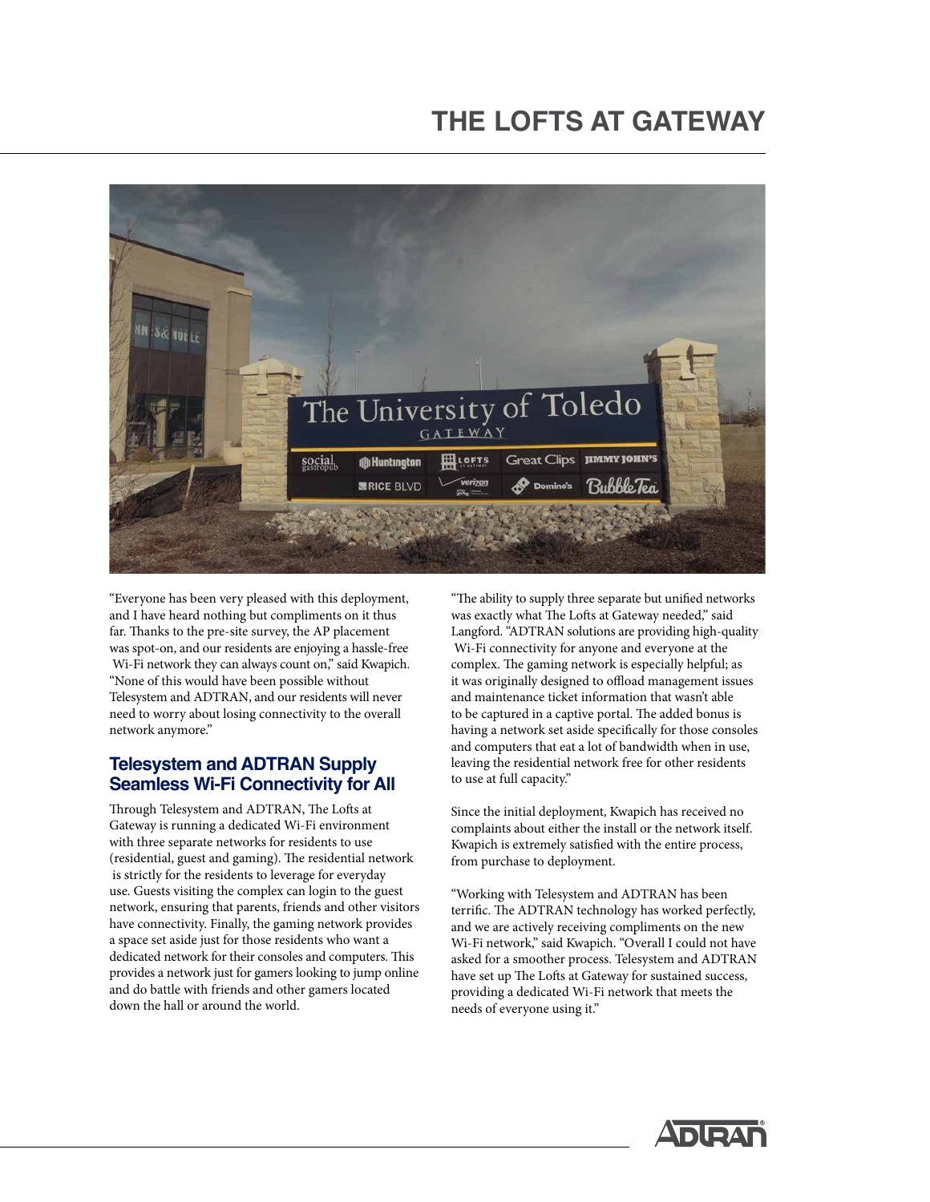# THE LOFTS AT GATEWAY

"Everyone has been very pleased with this deployment, and I have heard nothing but compliments on it thus far. Thanks to the pre-site survey, the AP placement was spot-on, and our residents are enjoying a hassle-free Wi-Fi network they can always count on," said Kwapich. "None of this would have been possible without Telesystem and ADTRAN, and our residents will never need to worry about losing connectivity to the overall network anymore."

## Telesystem and ADTRAN Supply Seamless Wi-Fi Connectivity for All

Through Telesystem and ADTRAN, The Lofts at Gateway is running a dedicated Wi-Fi environment with three separate networks for residents to use (residential, guest and gaming). The residential network is strictly for the residents to leverage for everyday use. Guests visiting the complex can login to the guest network, ensuring that parents, friends and other visitors have connectivity. Finally, the gaming network provides a space set aside just for those residents who want a dedicated network for their consoles and computers. This provides a network just for gamers looking to jump online and do battle with friends and other gamers located down the hall or around the world.

"The ability to supply three separate but unified networks was exactly what The Lofts at Gateway needed," said Langford. "ADTRAN solutions are providing high-quality Wi-Fi connectivity for anyone and everyone at the complex. The gaming network is especially helpful; as it was originally designed to offload management issues and maintenance ticket information that wasn't able to be captured in a captive portal. The added bonus is having a network set aside specifically for those consoles and computers that eat a lot of bandwidth when in use, leaving the residential network free for other residents to use at full capacity."

Since the initial deployment, Kwapich has received no complaints about either the install or the network itself. Kwapich is extremely satisfied with the entire process, from purchase to deployment.

"Working with Telesystem and ADTRAN has been terrific. The ADTRAN technology has worked perfectly, and we are actively receiving compliments on the new Wi-Fi network," said Kwapich. "Overall I could not have asked for a smoother process. Telesystem and ADTRAN have set up The Lofts at Gateway for sustained success, providing a dedicated Wi-Fi network that meets the needs of everyone using it."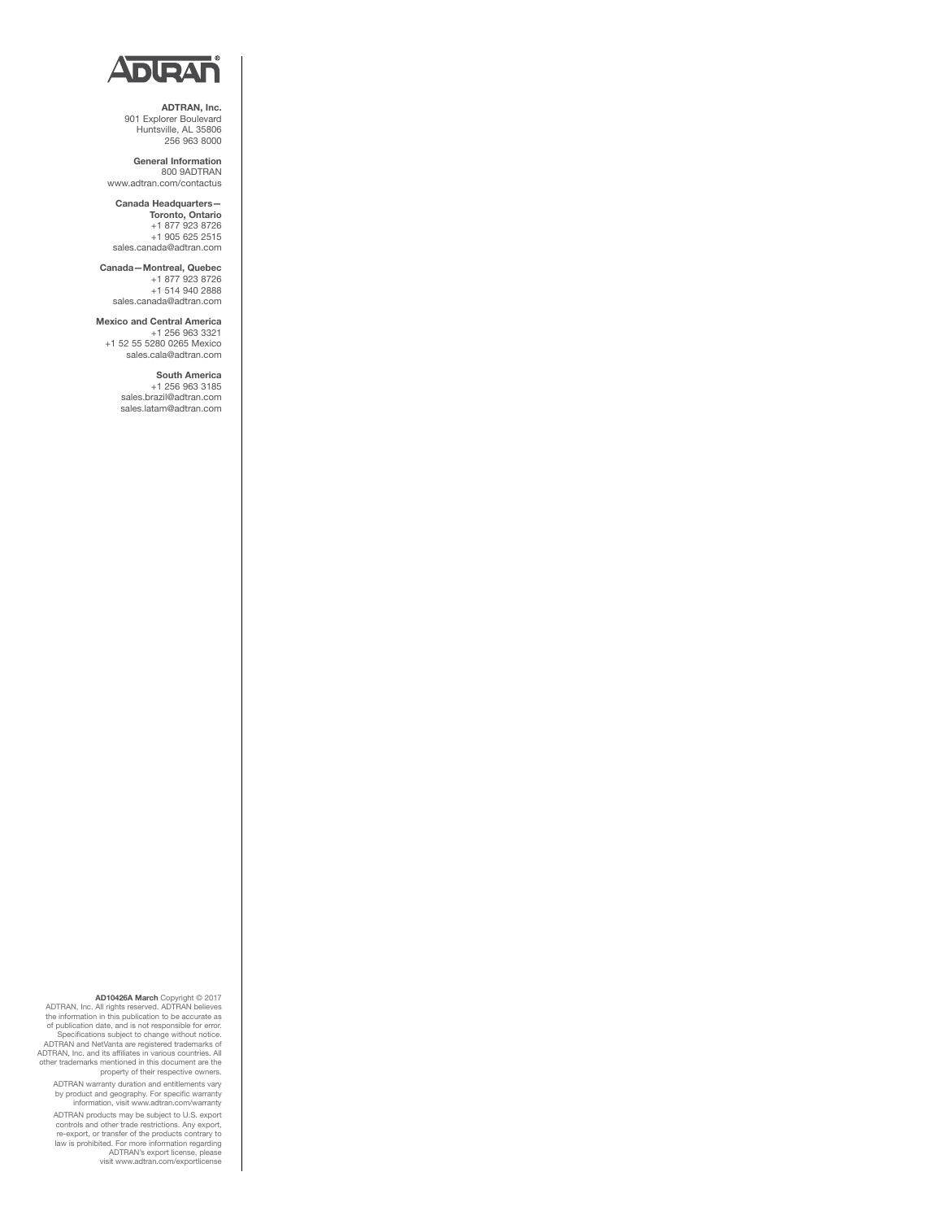ADTRAN

**ADTRAN, Inc.**
901 Explorer Boulevard
Huntsville, AL 35806
256 963 8000

**General Information**
800 9ADTRAN
www.adtran.com/contactus

**Canada Headquarters— Toronto, Ontario**
+1 877 923 8726
+1 905 625 2515
sales.canada@adtran.com

**Canada—Montreal, Quebec**
+1 877 923 8726
+1 514 940 2888
sales.canada@adtran.com

**Mexico and Central America**
+1 256 963 3321
+1 52 55 5280 0265 Mexico
sales.cala@adtran.com

**South America**
+1 256 963 3185
sales.brazil@adtran.com
sales.latam@adtran.com

**AD10426A March** Copyright © 2017 ADTRAN, Inc. All rights reserved. ADTRAN believes the information in this publication to be accurate as of publication date, and is not responsible for error. Specifications subject to change without notice. ADTRAN and NetVanta are registered trademarks of ADTRAN, Inc. and its affiliates in various countries. All other trademarks mentioned in this document are the property of their respective owners.

ADTRAN warranty duration and entitlements vary by product and geography. For specific warranty information, visit www.adtran.com/warranty

ADTRAN products may be subject to U.S. export controls and other trade restrictions. Any export, re-export, or transfer of the products contrary to law is prohibited. For more information regarding ADTRAN's export license, please visit www.adtran.com/exportlicense